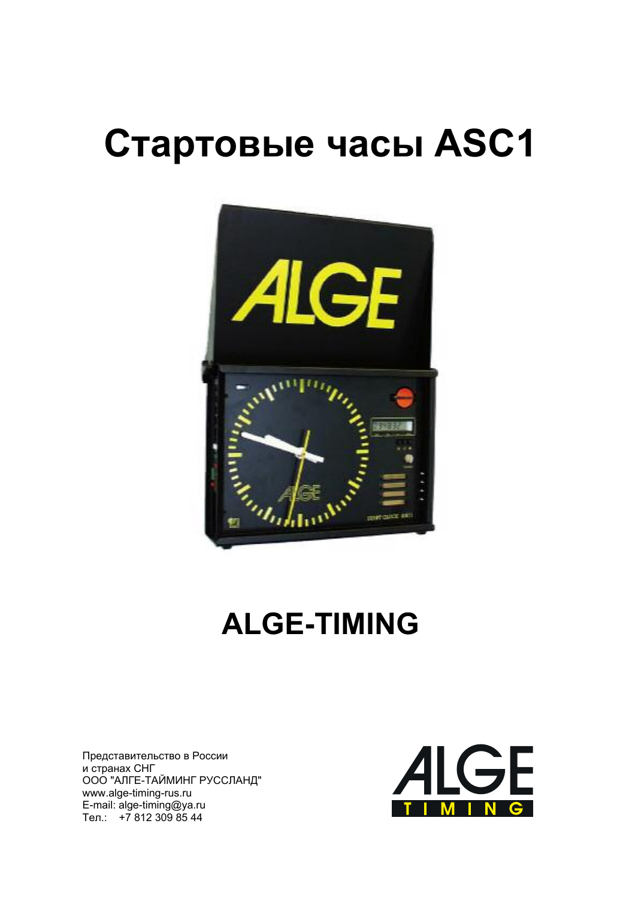# Стартовые часы ASC1

## ALGE-TIMING

Представительство в России
и странах СНГ
ООО "АЛГЕ-ТАЙМИНГ РУССЛАНД"
www.alge-timing-rus.ru
E-mail: alge-timing@ya.ru
Тел.: +7 812 309 85 44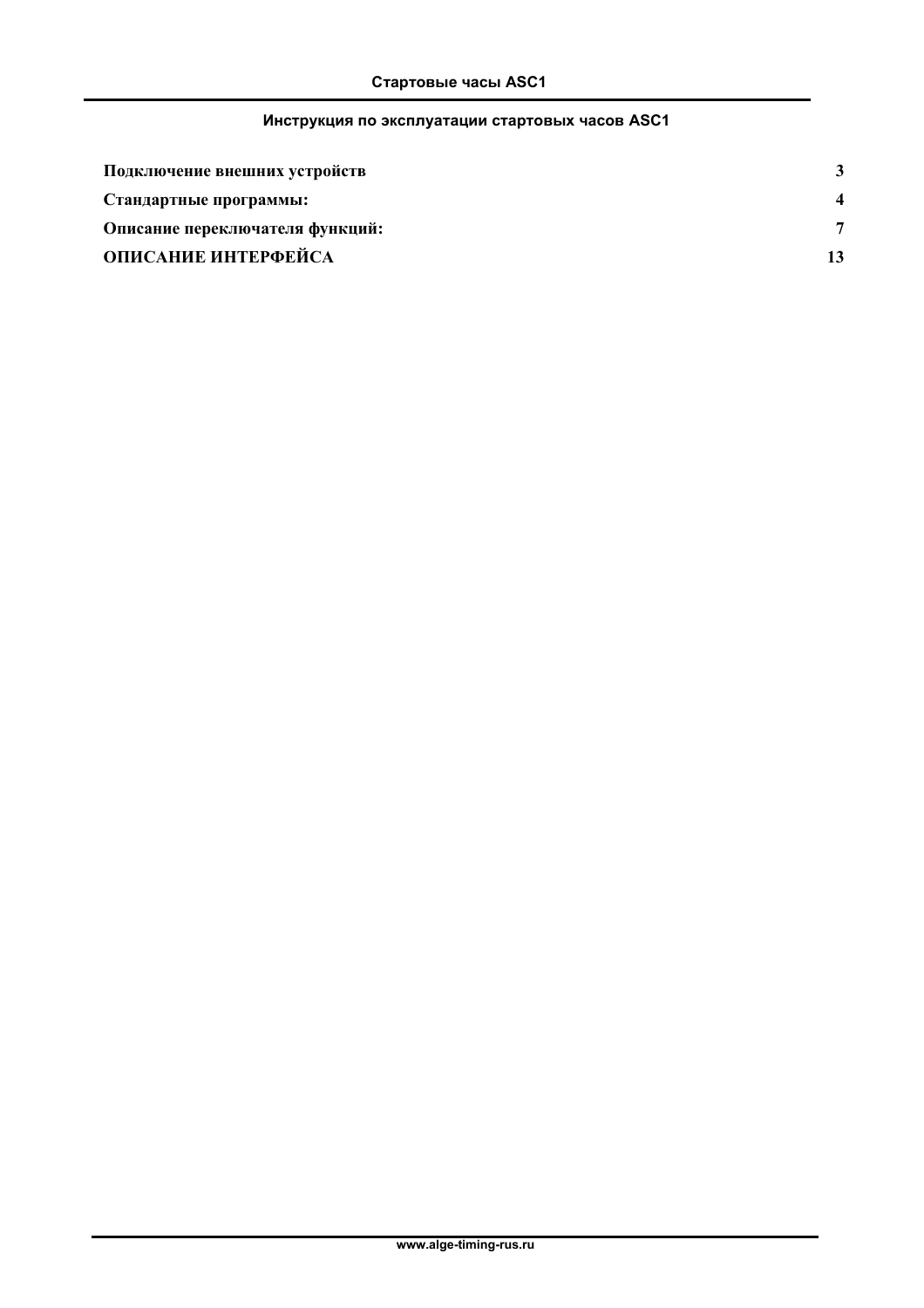## Инструкция по эксплуатации стартовых часов ASC1

| | |
|---|---|
| **Подключение внешних устройств** | **3** |
| **Стандартные программы:** | **4** |
| **Описание переключателя функций:** | **7** |
| **ОПИСАНИЕ ИНТЕРФЕЙСА** | **13** |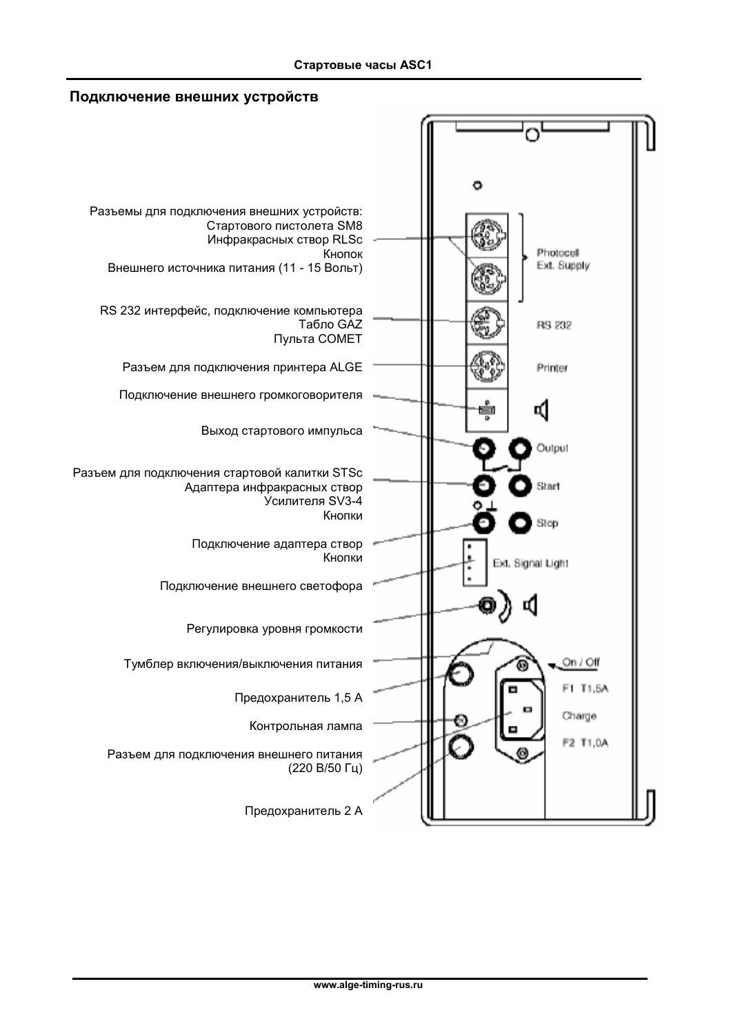## Подключение внешних устройств

Разъемы для подключения внешних устройств:
Стартового пистолета SM8
Инфракрасных створ RLSc
Кнопок
Внешнего источника питания (11 - 15 Вольт)

RS 232 интерфейс, подключение компьютера
Табло GAZ
Пульта COMET

Разъем для подключения принтера ALGE

Подключение внешнего громкоговорителя

Выход стартового импульса

Разъем для подключения стартовой калитки STSc
Адаптера инфракрасных створ
Усилителя SV3-4
Кнопки

Подключение адаптера створ
Кнопки

Подключение внешнего светофора

Регулировка уровня громкости

Тумблер включения/выключения питания

Предохранитель 1,5 А

Контрольная лампа

Разъем для подключения внешнего питания
(220 В/50 Гц)

Предохранитель 2 А

Photocell
Ext. Supply

RS 232

Printer

Output

Start

Stop

Ext. Signal Light

On / Off

F1 T1,5A

Charge

F2 T1,0A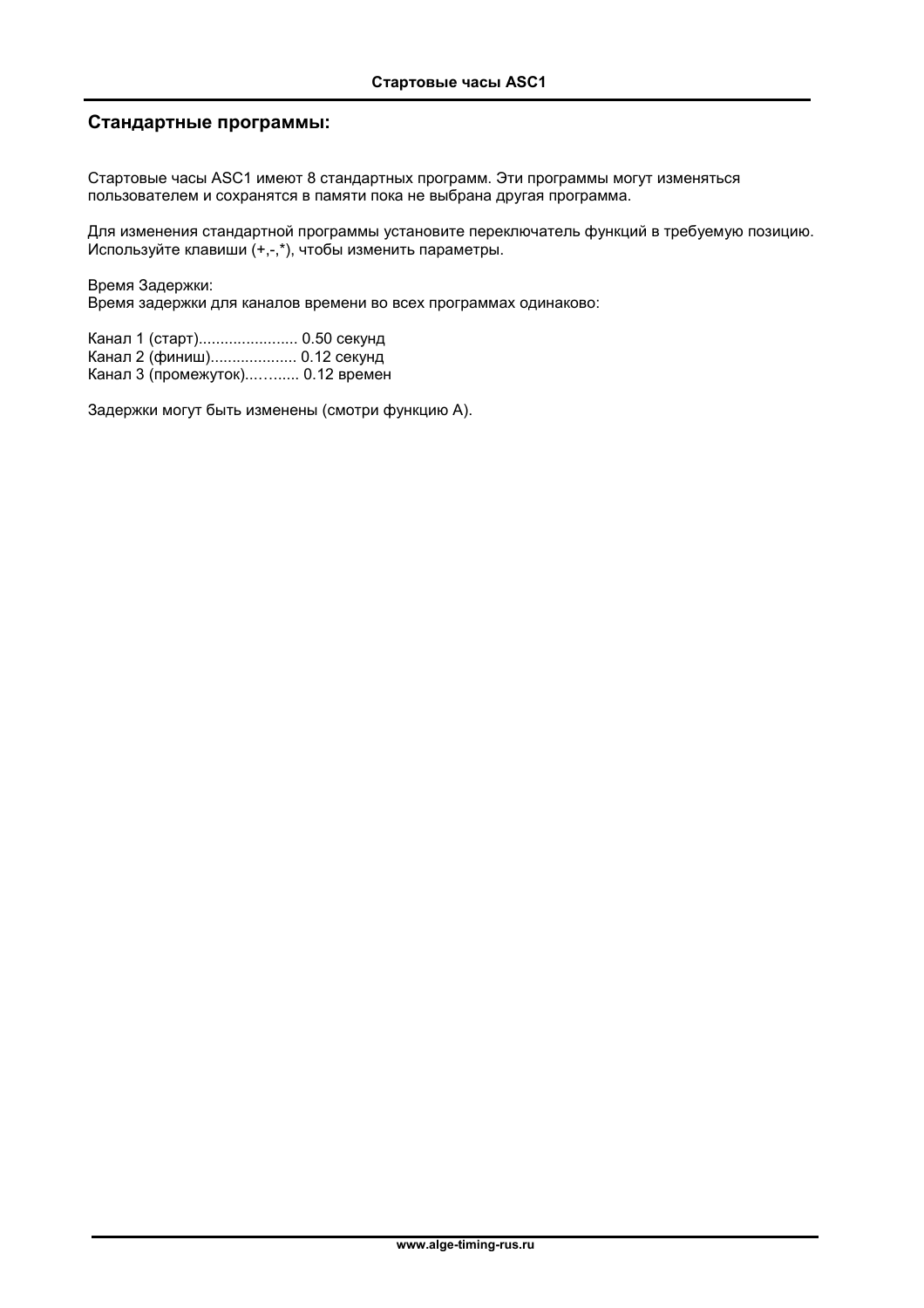## Стандартные программы:

Стартовые часы ASC1 имеют 8 стандартных программ. Эти программы могут изменяться пользователем и сохранятся в памяти пока не выбрана другая программа.

Для изменения стандартной программы установите переключатель функций в требуемую позицию. Используйте клавиши (+,-,*), чтобы изменить параметры.

Время Задержки:
Время задержки для каналов времени во всех программах одинаково:

Канал 1 (старт)...................... 0.50 секунд
Канал 2 (финиш)................... 0.12 секунд
Канал 3 (промежуток)..…...... 0.12 времен

Задержки могут быть изменены (смотри функцию A).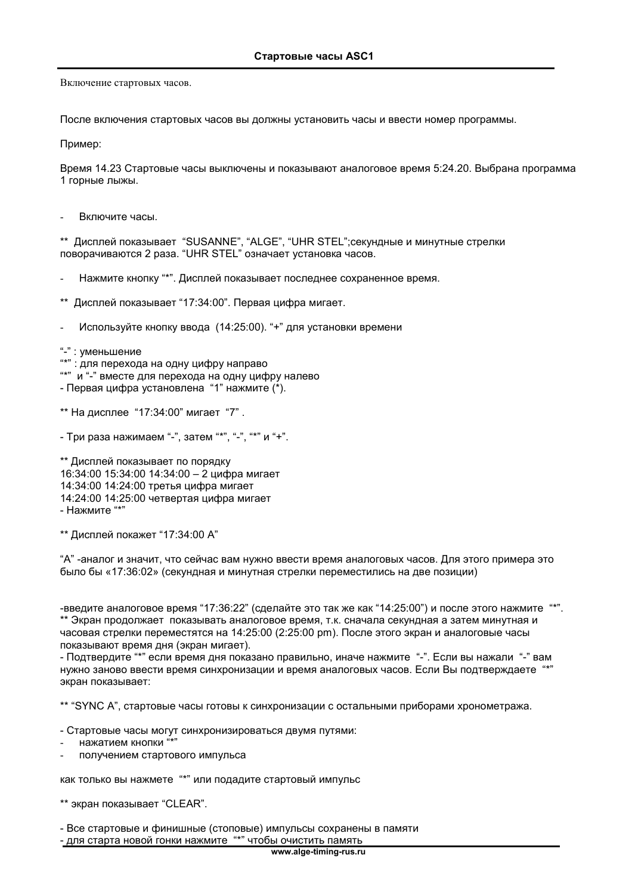Включение стартовых часов.

После включения стартовых часов вы должны установить часы и ввести номер программы.

Пример:

Время 14.23 Стартовые часы выключены и показывают аналоговое время 5:24.20. Выбрана программа 1 горные лыжы.

- Включите часы.

** Дисплей показывает "SUSANNE", "ALGE", "UHR STEL";секундные и минутные стрелки поворачиваются 2 раза. "UHR STEL" означает установка часов.

- Нажмите кнопку "*". Дисплей показывает последнее сохраненное время.

** Дисплей показывает "17:34:00". Первая цифра мигает.

- Используйте кнопку ввода (14:25:00). "+" для установки времени

"-" : уменьшение
"*" : для перехода на одну цифру направо
"*" и "-" вместе для перехода на одну цифру налево
- Первая цифра установлена "1" нажмите (*).

** На дисплее "17:34:00" мигает "7" .

- Три раза нажимаем "-", затем "*", "-", "*" и "+".

** Дисплей показывает по порядку
16:34:00 15:34:00 14:34:00 – 2 цифра мигает
14:34:00 14:24:00 третья цифра мигает
14:24:00 14:25:00 четвертая цифра мигает
- Нажмите "*"

** Дисплей покажет "17:34:00 A"

"A" -аналог и значит, что сейчас вам нужно ввести время аналоговых часов. Для этого примера это было бы «17:36:02» (секундная и минутная стрелки переместились на две позиции)

-введите аналоговое время "17:36:22" (сделайте это так же как "14:25:00") и после этого нажмите "*".
** Экран продолжает показывать аналоговое время, т.к. сначала секундная а затем минутная и часовая стрелки переместятся на 14:25:00 (2:25:00 pm). После этого экран и аналоговые часы показывают время дня (экран мигает).
- Подтвердите "*" если время дня показано правильно, иначе нажмите "-". Если вы нажали "-" вам нужно заново ввести время синхронизации и время аналоговых часов. Если Вы подтверждаете "*" экран показывает:

** "SYNC A", стартовые часы готовы к синхронизации с остальными приборами хронометража.

- Стартовые часы могут синхронизироваться двумя путями:
- нажатием кнопки "*"
- получением стартового импульса

как только вы нажмете "*" или подадите стартовый импульс

** экран показывает "CLEAR".

- Все стартовые и финишные (стоповые) импульсы сохранены в памяти
- для старта новой гонки нажмите "*" чтобы очистить память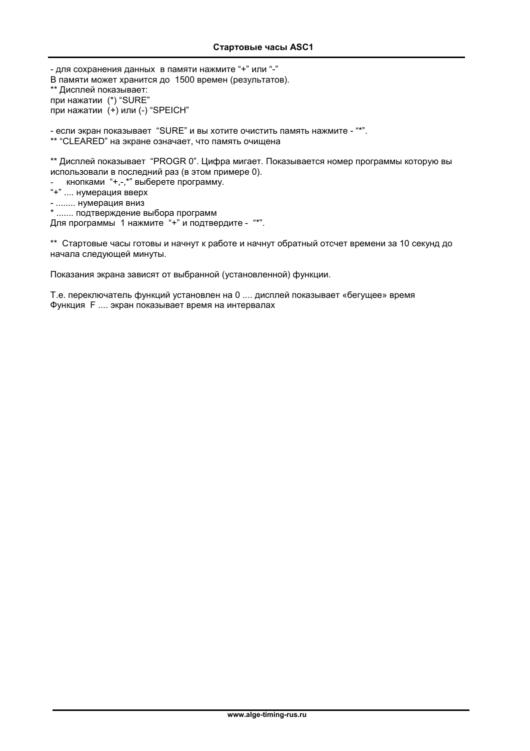- для сохранения данных  в памяти нажмите “+” или “-”
В памяти может хранится до  1500 времен (результатов).
** Дисплей показывает:
при нажатии  (*) “SURE”
при нажатии  (+) или (-) “SPEICH”

- если экран показывает  “SURE” и вы хотите очистить память нажмите - “*”.
** “CLEARED” на экране означает, что память очищена

** Дисплей показывает  “PROGR 0”. Цифра мигает. Показывается номер программы которую вы использовали в последний раз (в этом примере 0).
-    кнопками  “+,-,*” выберете программу.
“+” .... нумерация вверх
- ........ нумерация вниз
* ....... подтверждение выбора программ
Для программы  1 нажмите  “+” и подтвердите -  “*”.

**  Стартовые часы готовы и начнут к работе и начнут обратный отсчет времени за 10 секунд до начала следующей минуты.

Показания экрана зависят от выбранной (установленной) функции.

Т.е. переключатель функций установлен на 0 .... дисплей показывает «бегущее» время
Функция  F .... экран показывает время на интервалах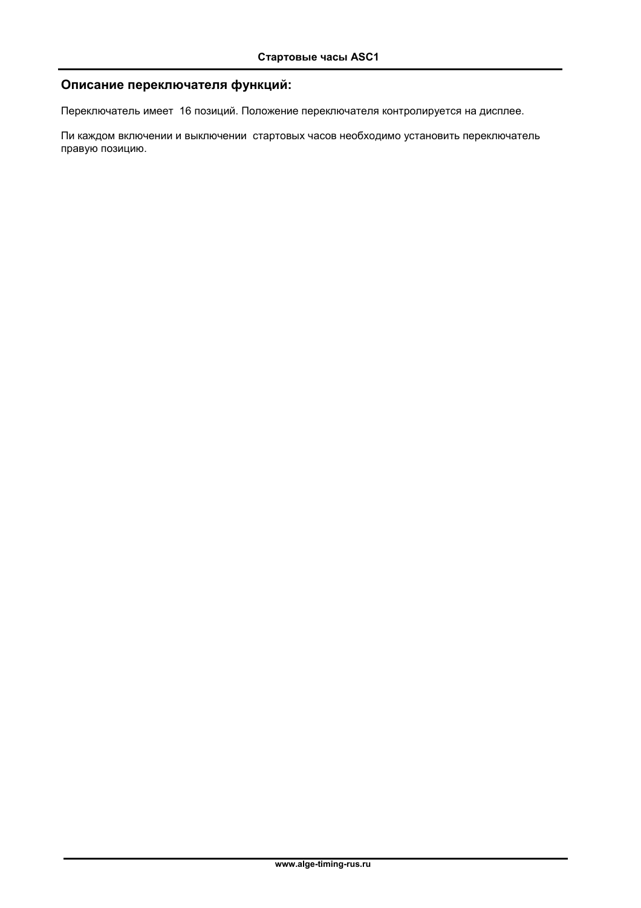## Описание переключателя функций:

Переключатель имеет  16 позиций. Положение переключателя контролируется на дисплее.

Пи каждом включении и выключении  стартовых часов необходимо установить переключатель правую позицию.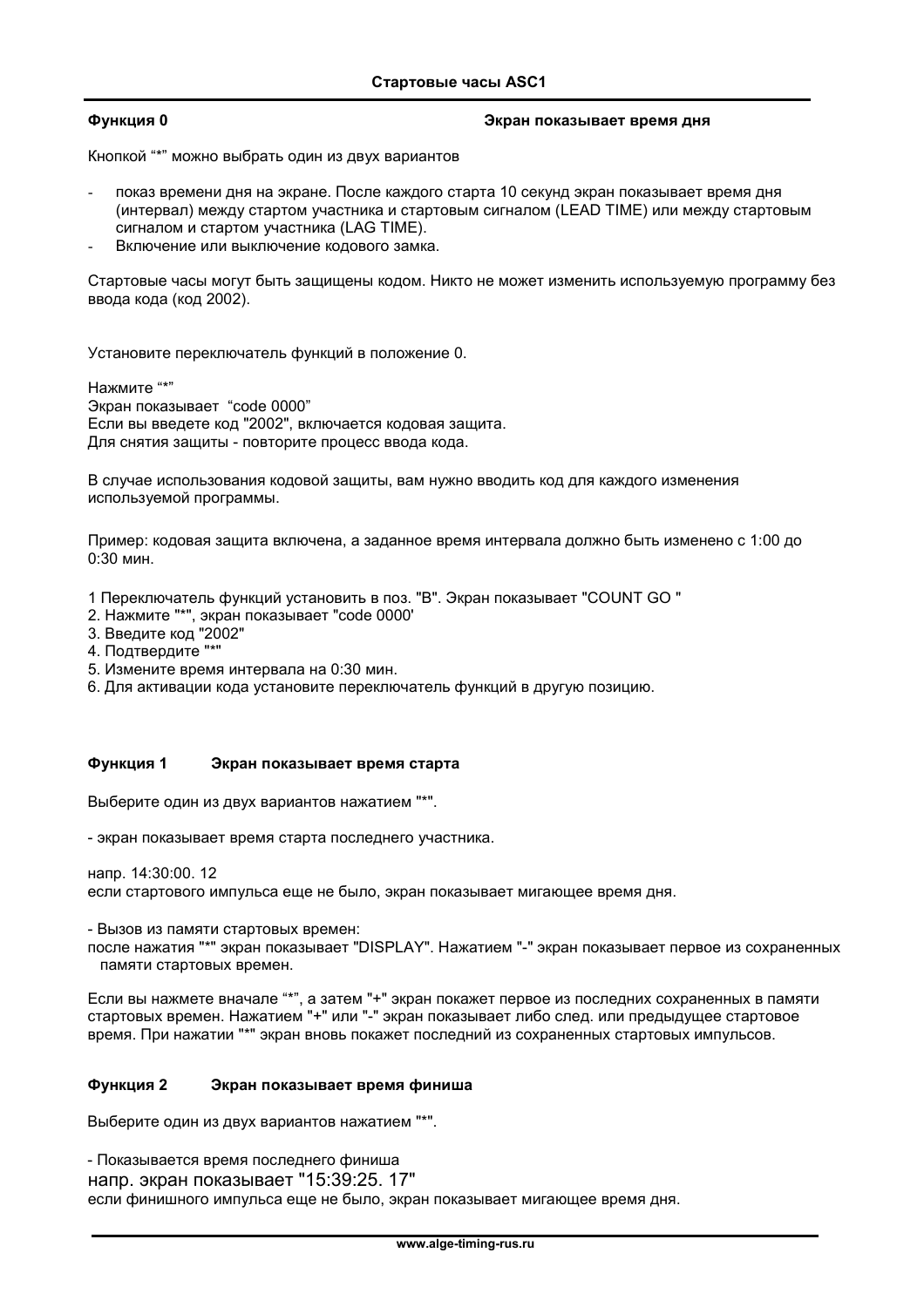## Стартовые часы ASC1

**Функция 0** **Экран показывает время дня**

Кнопкой “*” можно выбрать один из двух вариантов

- показ времени дня на экране. После каждого старта 10 секунд экран показывает время дня (интервал) между стартом участника и стартовым сигналом (LEAD TIME) или между стартовым сигналом и стартом участника (LAG TIME).
- Включение или выключение кодового замка.

Стартовые часы могут быть защищены кодом. Никто не может изменить используемую программу без ввода кода (код 2002).

Установите переключатель функций в положение 0.

Нажмите “*”
Экран показывает “code 0000”
Если вы введете код "2002", включается кодовая защита.
Для снятия защиты - повторите процесс ввода кода.

В случае использования кодовой защиты, вам нужно вводить код для каждого изменения используемой программы.

Пример: кодовая защита включена, а заданное время интервала должно быть изменено с 1:00 до 0:30 мин.

1 Переключатель функций установить в поз. "B". Экран показывает "COUNT GO "
2. Нажмите "*", экран показывает "code 0000'
3. Введите код "2002"
4. Подтвердите "*"
5. Измените время интервала на 0:30 мин.
6. Для активации кода установите переключатель функций в другую позицию.

**Функция 1** **Экран показывает время старта**

Выберите один из двух вариантов нажатием "*".

- экран показывает время старта последнего участника.

напр. 14:30:00. 12
если стартового импульса еще не было, экран показывает мигающее время дня.

- Вызов из памяти стартовых времен:
после нажатия "*" экран показывает "DISPLAY". Нажатием "-" экран показывает первое из сохраненных памяти стартовых времен.

Если вы нажмете вначале “*”, а затем "+" экран покажет первое из последних сохраненных в памяти стартовых времен. Нажатием "+" или "-" экран показывает либо след. или предыдущее стартовое время. При нажатии "*" экран вновь покажет последний из сохраненных стартовых импульсов.

**Функция 2** **Экран показывает время финиша**

Выберите один из двух вариантов нажатием "*".

- Показывается время последнего финиша
напр. экран показывает "15:39:25. 17"
если финишного импульса еще не было, экран показывает мигающее время дня.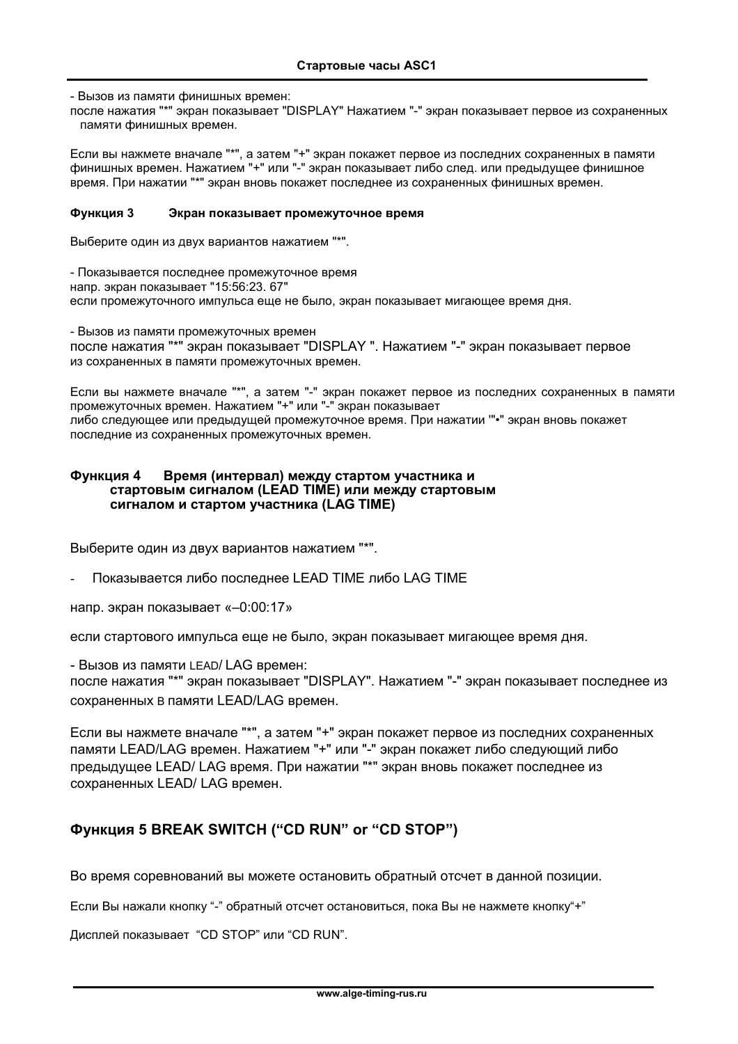- Вызов из памяти финишных времен:
после нажатия "*" экран показывает "DISPLAY" Нажатием "-" экран показывает первое из сохраненных памяти финишных времен.

Если вы нажмете вначале "*", а затем "+" экран покажет первое из последних сохраненных в памяти финишных времен. Нажатием "+" или "-" экран показывает либо след. или предыдущее финишное время. При нажатии "*" экран вновь покажет последнее из сохраненных финишных времен.

#### Функция 3 Экран показывает промежуточное время

Выберите один из двух вариантов нажатием "*".

- Показывается последнее промежуточное время
напр. экран показывает "15:56:23. 67"
если промежуточного импульса еще не было, экран показывает мигающее время дня.

- Вызов из памяти промежуточных времен
после нажатия "*" экран показывает "DISPLAY ". Нажатием "-" экран показывает первое из сохраненных в памяти промежуточных времен.

Если вы нажмете вначале "*", а затем "-" экран покажет первое из последних сохраненных в памяти промежуточных времен. Нажатием "+" или "-" экран показывает
либо следующее или предыдущей промежуточное время. При нажатии "*•" экран вновь покажет последние из сохраненных промежуточных времен.

#### Функция 4 Время (интервал) между стартом участника и стартовым сигналом (LEAD TIME) или между стартовым сигналом и стартом участника (LAG TIME)

Выберите один из двух вариантов нажатием "*".

- Показывается либо последнее LEAD TIME либо LAG TIME

напр. экран показывает «–0:00:17»

если стартового импульса еще не было, экран показывает мигающее время дня.

- Вызов из памяти LEAD/ LAG времен:
после нажатия "*" экран показывает "DISPLAY". Нажатием "-" экран показывает последнее из сохраненных в памяти LEAD/LAG времен.

Если вы нажмете вначале "*", а затем "+" экран покажет первое из последних сохраненных памяти LEAD/LAG времен. Нажатием "+" или "-" экран покажет либо следующий либо предыдущее LEAD/ LAG время. При нажатии "*" экран вновь покажет последнее из сохраненных LEAD/ LAG времен.

### Функция 5 BREAK SWITCH (“CD RUN” or “CD STOP”)

Во время соревнований вы можете остановить обратный отсчет в данной позиции.

Если Вы нажали кнопку “-” обратный отсчет остановиться, пока Вы не нажмете кнопку“+”

Дисплей показывает “CD STOP” или “CD RUN”.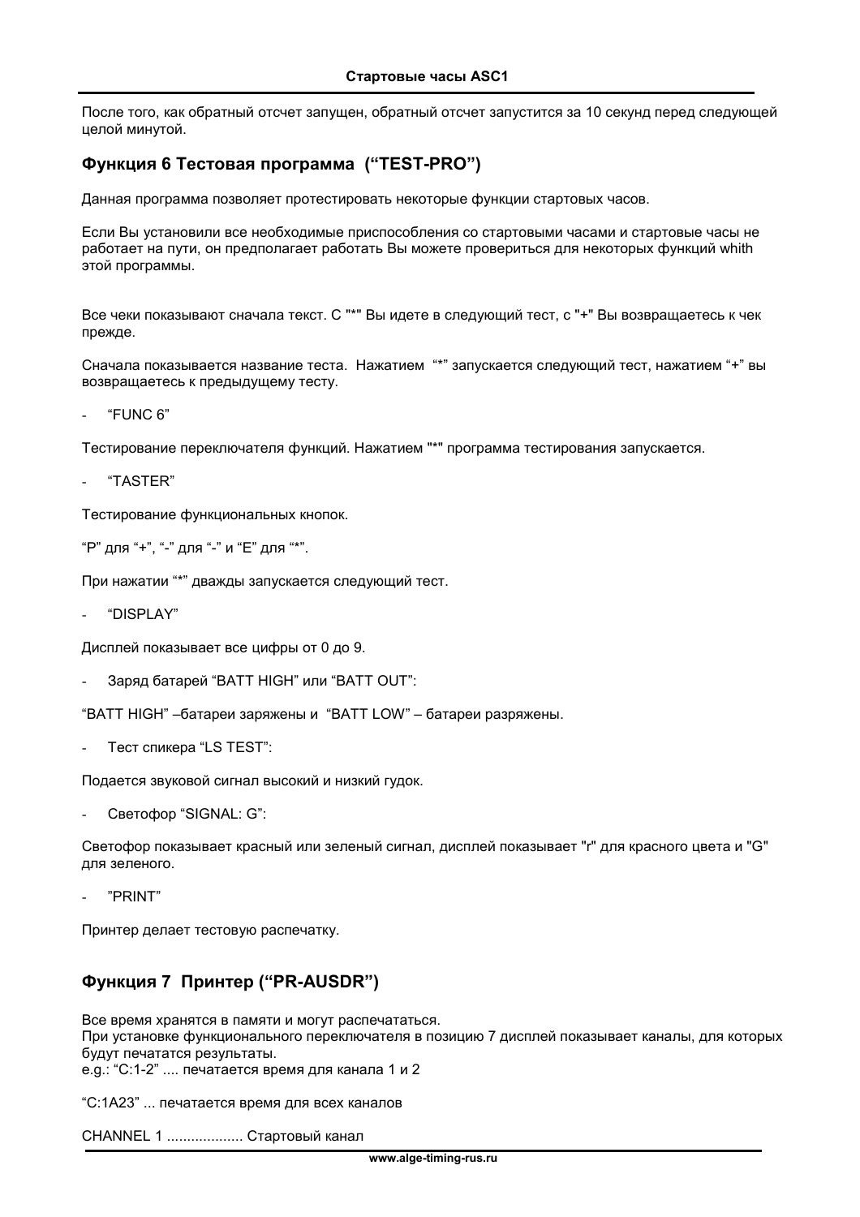После того, как обратный отсчет запущен, обратный отсчет запустится за 10 секунд перед следующей целой минутой.

## Функция 6 Тестовая программа (“TEST-PRO”)

Данная программа позволяет протестировать некоторые функции стартовых часов.

Если Вы установили все необходимые приспособления со стартовыми часами и стартовые часы не работает на пути, он предполагает работать Вы можете провериться для некоторых функций whith этой программы.

Все чеки показывают сначала текст. С "*" Вы идете в следующий тест, с "+" Вы возвращаетесь к чек прежде.

Сначала показывается название теста. Нажатием “*” запускается следующий тест, нажатием “+” вы возвращаетесь к предыдущему тесту.

- “FUNC 6”

Тестирование переключателя функций. Нажатием "*" программа тестирования запускается.

- “TASTER”

Тестирование функциональных кнопок.

“P” для “+”, “-” для “-” и “E” для “*”.

При нажатии “*” дважды запускается следующий тест.

- “DISPLAY”

Дисплей показывает все цифры от 0 до 9.

- Заряд батарей “BATT HIGH” или “BATT OUT”:

“BATT HIGH” –батареи заряжены и “BATT LOW” – батареи разряжены.

- Тест спикера “LS TEST”:

Подается звуковой сигнал высокий и низкий гудок.

- Светофор “SIGNAL: G”:

Светофор показывает красный или зеленый сигнал, дисплей показывает "r" для красного цвета и "G" для зеленого.

- ”PRINT”

Принтер делает тестовую распечатку.

## Функция 7 Принтер (“PR-AUSDR”)

Все время хранятся в памяти и могут распечататься.
При установке функционального переключателя в позицию 7 дисплей показывает каналы, для которых будут печататся результаты.
e.g.: “C:1-2” .... печатается время для канала 1 и 2

“C:1A23” ... печатается время для всех каналов

CHANNEL 1 ................... Стартовый канал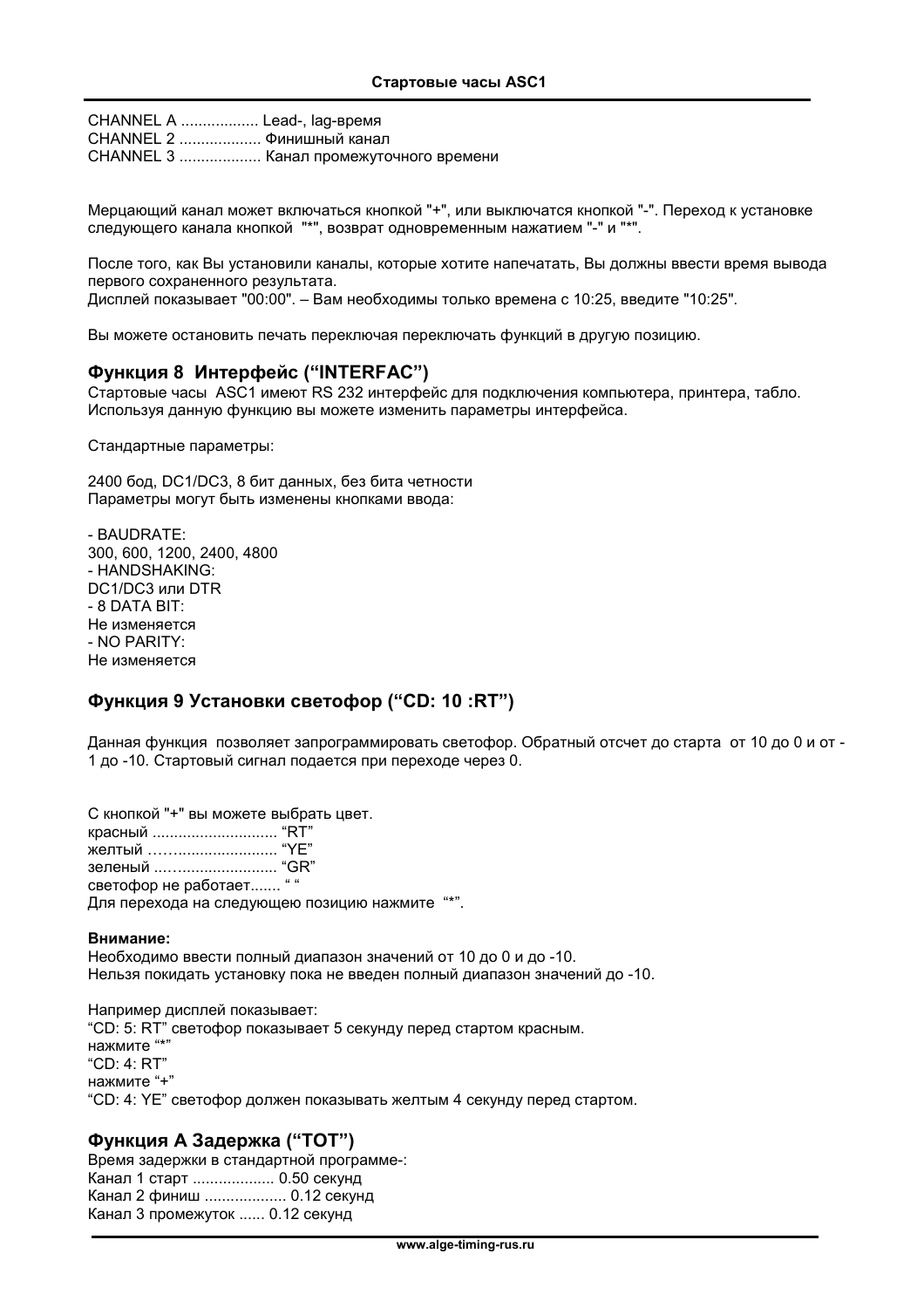CHANNEL A .................. Lead-, lag-время
CHANNEL 2 .................. Финишный канал
CHANNEL 3 .................. Канал промежуточного времени

Мерцающий канал может включаться кнопкой "+", или выключатся кнопкой "-". Переход к установке следующего канала кнопкой "*", возврат одновременным нажатием "-" и "*".

После того, как Вы установили каналы, которые хотите напечатать, Вы должны ввести время вывода первого сохраненного результата.
Дисплей показывает "00:00". – Вам необходимы только времена с 10:25, введите "10:25".

Вы можете остановить печать переключая переключать функций в другую позицию.

### Функция 8 Интерфейс (“INTERFAC”)

Стартовые часы ASC1 имеют RS 232 интерфейс для подключения компьютера, принтера, табло. Используя данную функцию вы можете изменить параметры интерфейса.

Стандартные параметры:

2400 бод, DC1/DC3, 8 бит данных, без бита четности
Параметры могут быть изменены кнопками ввода:

- BAUDRATE:
300, 600, 1200, 2400, 4800
- HANDSHAKING:
DC1/DC3 или DTR
- 8 DATA BIT:
Не изменяется
- NO PARITY:
Не изменяется

### Функция 9 Установки светофор (“CD: 10 :RT”)

Данная функция позволяет запрограммировать светофор. Обратный отсчет до старта от 10 до 0 и от -1 до -10. Стартовый сигнал подается при переходе через 0.

С кнопкой "+" вы можете выбрать цвет.
красный ............................ “RT”
желтый ……....................... “YE”
зеленый ..…....................... “GR”
светофор не работает....... “ “
Для перехода на следующею позицию нажмите “*”.

**Внимание:**
Необходимо ввести полный диапазон значений от 10 до 0 и до -10.
Нельзя покидать установку пока не введен полный диапазон значений до -10.

Например дисплей показывает:
“CD: 5: RT” светофор показывает 5 секунду перед стартом красным.
нажмите “*”
“CD: 4: RT”
нажмите “+”
“CD: 4: YE” светофор должен показывать желтым 4 секунду перед стартом.

### Функция А Задержка (“TOT”)

Время задержки в стандартной программе-:
Канал 1 старт ................... 0.50 секунд
Канал 2 финиш ................... 0.12 секунд
Канал 3 промежуток ...... 0.12 секунд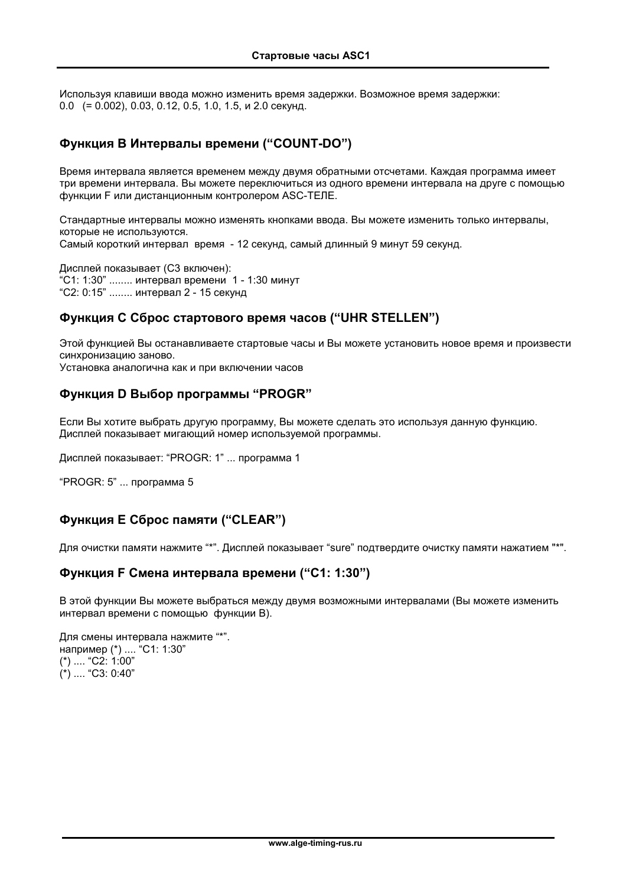Используя клавиши ввода можно изменить время задержки. Возможное время задержки:
0.0 (= 0.002), 0.03, 0.12, 0.5, 1.0, 1.5, и 2.0 секунд.

## Функция B Интервалы времени (“COUNT-DO”)

Время интервала является временем между двумя обратными отсчетами. Каждая программа имеет три времени интервала. Вы можете переключиться из одного времени интервала на друге с помощью функции F или дистанционным контролером ASC-ТЕЛЕ.

Стандартные интервалы можно изменять кнопками ввода. Вы можете изменить только интервалы, которые не используются.
Самый короткий интервал время - 12 секунд, самый длинный 9 минут 59 секунд.

Дисплей показывает (C3 включен):
“C1: 1:30” ........ интервал времени 1 - 1:30 минут
“C2: 0:15” ........ интервал 2 - 15 секунд

## Функция C Сброс стартового время часов (“UHR STELLEN”)

Этой функцией Вы останавливаете стартовые часы и Вы можете установить новое время и произвести синхронизацию заново.
Установка аналогична как и при включении часов

## Функция D Выбор программы “PROGR”

Если Вы хотите выбрать другую программу, Вы можете сделать это используя данную функцию. Дисплей показывает мигающий номер используемой программы.

Дисплей показывает: “PROGR: 1” ... программа 1

“PROGR: 5” ... программа 5

## Функция E Сброс памяти (“CLEAR”)

Для очистки памяти нажмите “*”. Дисплей показывает “sure” подтвердите очистку памяти нажатием "*".

## Функция F Смена интервала времени (“C1: 1:30”)

В этой функции Вы можете выбраться между двумя возможными интервалами (Вы можете изменить интервал времени с помощью функции B).

Для смены интервала нажмите “*”.
например (*) .... “C1: 1:30”
(*) .... “C2: 1:00”
(*) .... “C3: 0:40”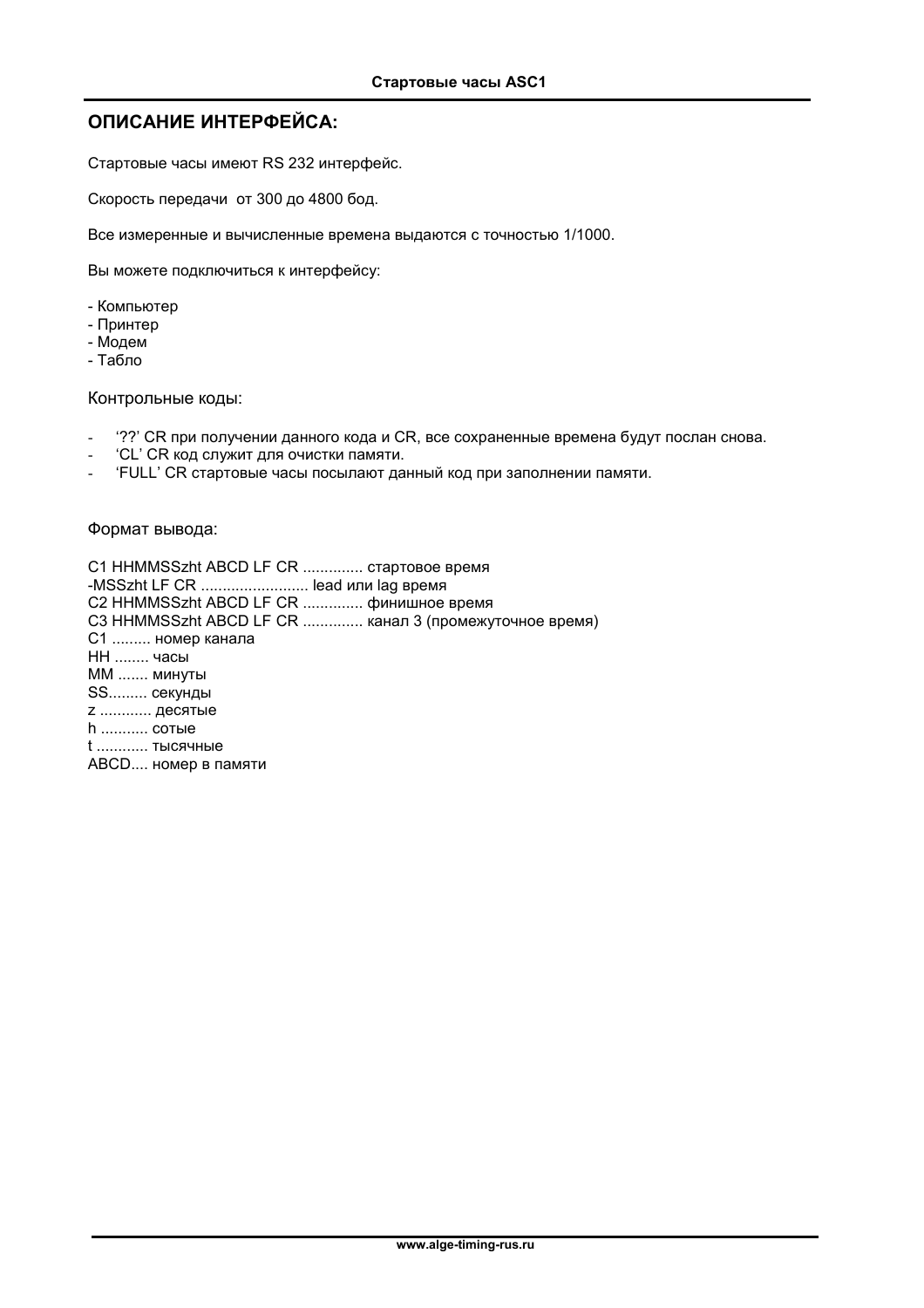## ОПИСАНИЕ ИНТЕРФЕЙСА:

Стартовые часы имеют RS 232 интерфейс.

Скорость передачи от 300 до 4800 бод.

Все измеренные и вычисленные времена выдаются с точностью 1/1000.

Вы можете подключиться к интерфейсу:

- Компьютер
- Принтер
- Модем
- Табло

Контрольные коды:

- '??' CR при получении данного кода и CR, все сохраненные времена будут послан снова.
- 'CL' CR код служит для очистки памяти.
- 'FULL' CR стартовые часы посылают данный код при заполнении памяти.

Формат вывода:

C1 HHMMSSzht ABCD LF CR .............. стартовое время
-MSSzht LF CR ......................... lead или lag время
C2 HHMMSSzht ABCD LF CR .............. финишное время
C3 HHMMSSzht ABCD LF CR .............. канал 3 (промежуточное время)
C1 ......... номер канала
HH ........ часы
MM ....... минуты
SS......... секунды
z ............ десятые
h ........... сотые
t ............ тысячные
ABCD.... номер в памяти